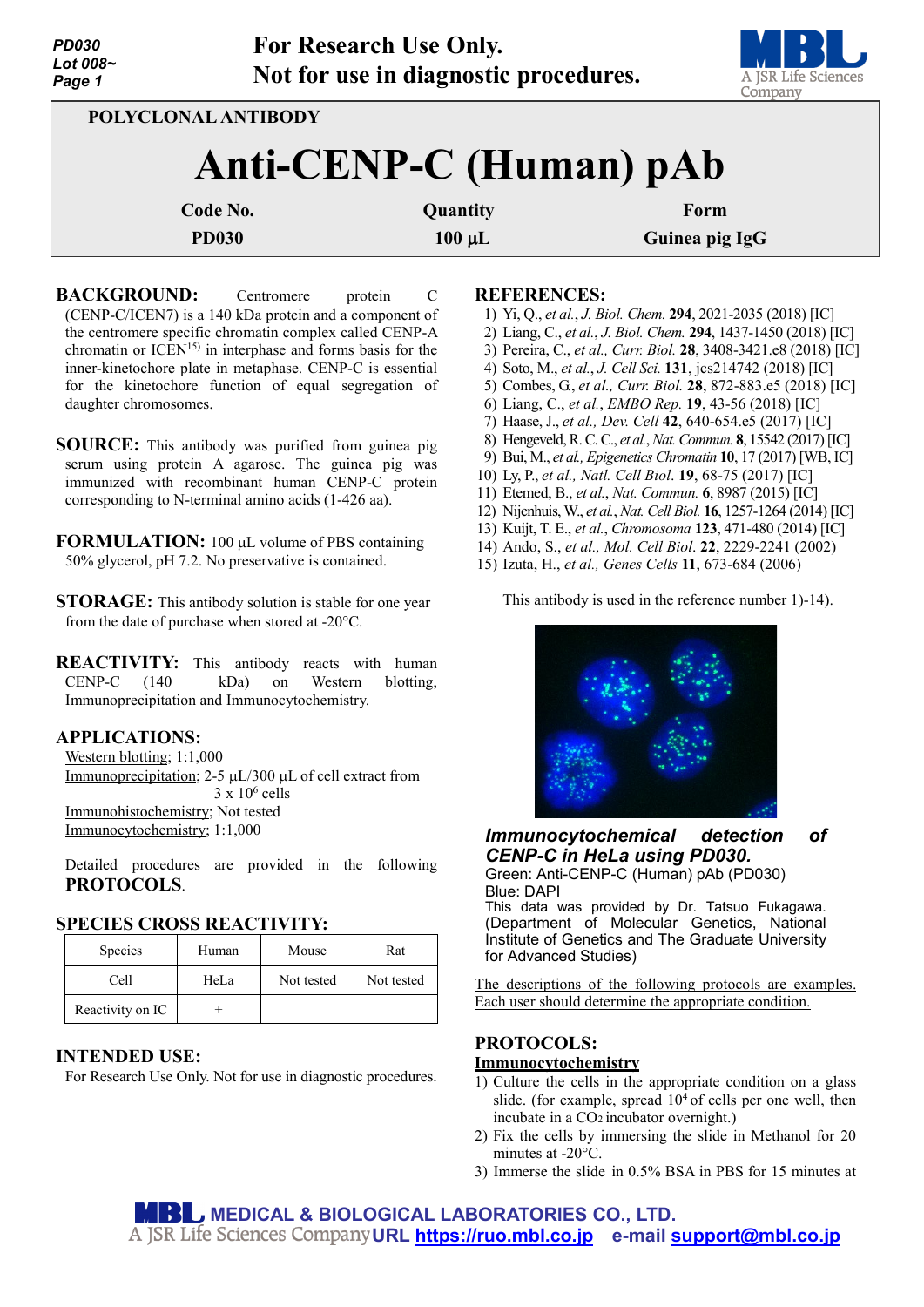PD030
Lot 008~

For Research Use Only.
Not for use in diagnostic procedures.

POLYCLONAL ANTIBODY

# Anti-CENP-C (Human) pAb

| Code No. | Quantity | Form |
|---|---|---|
| PD030 | 100 μL | Guinea pig IgG |

**BACKGROUND:** Centromere protein C (CENP-C/ICEN7) is a 140 kDa protein and a component of the centromere specific chromatin complex called CENP-A chromatin or ICEN[15] in interphase and forms basis for the inner-kinetochore plate in metaphase. CENP-C is essential for the kinetochore function of equal segregation of daughter chromosomes.

**SOURCE:** This antibody was purified from guinea pig serum using protein A agarose. The guinea pig was immunized with recombinant human CENP-C protein corresponding to N-terminal amino acids (1-426 aa).

**FORMULATION:** 100 μL volume of PBS containing 50% glycerol, pH 7.2. No preservative is contained.

**STORAGE:** This antibody solution is stable for one year from the date of purchase when stored at -20°C.

**REACTIVITY:** This antibody reacts with human CENP-C (140 kDa) on Western blotting, Immunoprecipitation and Immunocytochemistry.

**APPLICATIONS:**

Western blotting; 1:1,000
Immunoprecipitation; 2-5 μL/300 μL of cell extract from 3 x $10^6$ cells
Immunohistochemistry; Not tested
Immunocytochemistry; 1:1,000

Detailed procedures are provided in the following **PROTOCOLS**.

**SPECIES CROSS REACTIVITY:**

| Species | Human | Mouse | Rat |
|---|---|---|---|
| Cell | HeLa | Not tested | Not tested |
| Reactivity on IC | + | | |

**INTENDED USE:**
For Research Use Only. Not for use in diagnostic procedures.

**REFERENCES:**

1) Yi, Q., *et al.*, *J. Biol. Chem.* **294**, 2021-2035 (2018) [IC]
2) Liang, C., *et al.*, *J. Biol. Chem.* **294**, 1437-1450 (2018) [IC]
3) Pereira, C., *et al.*, *Curr. Biol.* **28**, 3408-3421.e8 (2018) [IC]
4) Soto, M., *et al.*, *J. Cell Sci.* **131**, jcs214742 (2018) [IC]
5) Combes, G., *et al.*, *Curr. Biol.* **28**, 872-883.e5 (2018) [IC]
6) Liang, C., *et al.*, *EMBO Rep.* **19**, 43-56 (2018) [IC]
7) Haase, J., *et al.*, *Dev. Cell* **42**, 640-654.e5 (2017) [IC]
8) Hengeveld, R. C. C., *et al.*, *Nat. Commun.* **8**, 15542 (2017) [IC]
9) Bui, M., *et al.*, *Epigenetics Chromatin* **10**, 17 (2017) [WB, IC]
10) Ly, P., *et al.*, *Natl. Cell Biol.* **19**, 68-75 (2017) [IC]
11) Etemed, B., *et al.*, *Nat. Commun.* **6**, 8987 (2015) [IC]
12) Nijenhuis, W., *et al.*, *Nat. Cell Biol.* **16**, 1257-1264 (2014) [IC]
13) Kuijt, T. E., *et al.*, *Chromosoma* **123**, 471-480 (2014) [IC]
14) Ando, S., *et al.*, *Mol. Cell Biol.* **22**, 2229-2241 (2002)
15) Izuta, H., *et al.*, *Genes Cells* **11**, 673-684 (2006)

This antibody is used in the reference number 1)-14).

***Immunocytochemical detection of CENP-C in HeLa using PD030.***
Green: Anti-CENP-C (Human) pAb (PD030)
Blue: DAPI
This data was provided by Dr. Tatsuo Fukagawa. (Department of Molecular Genetics, National Institute of Genetics and The Graduate University for Advanced Studies)

The descriptions of the following protocols are examples. Each user should determine the appropriate condition.

**PROTOCOLS:**

**Immunocytochemistry**

1) Culture the cells in the appropriate condition on a glass slide. (for example, spread $10^4$ of cells per one well, then incubate in a $CO_2$ incubator overnight.)
2) Fix the cells by immersing the slide in Methanol for 20 minutes at -20°C.
3) Immerse the slide in 0.5% BSA in PBS for 15 minutes at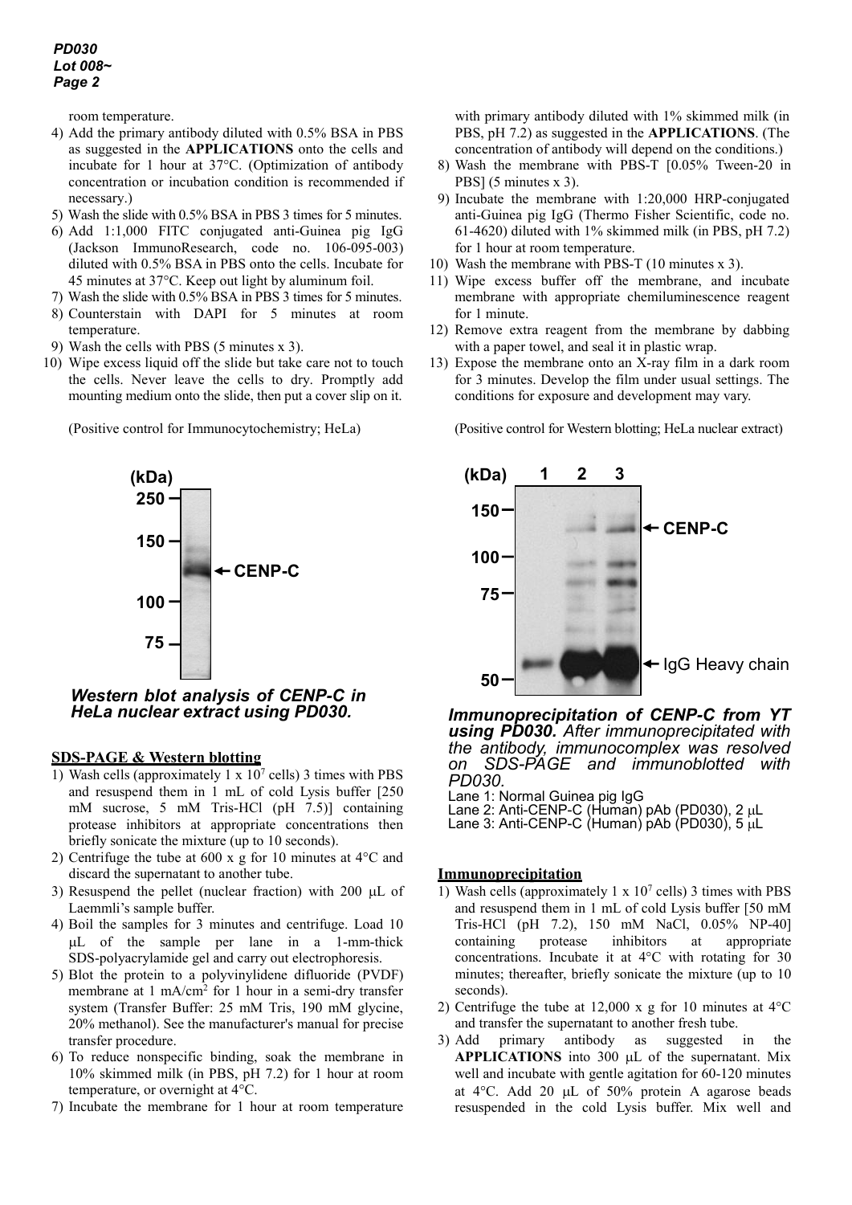room temperature.

4) Add the primary antibody diluted with 0.5% BSA in PBS as suggested in the **APPLICATIONS** onto the cells and incubate for 1 hour at 37°C. (Optimization of antibody concentration or incubation condition is recommended if necessary.)
5) Wash the slide with 0.5% BSA in PBS 3 times for 5 minutes.
6) Add 1:1,000 FITC conjugated anti-Guinea pig IgG (Jackson ImmunoResearch, code no. 106-095-003) diluted with 0.5% BSA in PBS onto the cells. Incubate for 45 minutes at 37°C. Keep out light by aluminum foil.
7) Wash the slide with 0.5% BSA in PBS 3 times for 5 minutes.
8) Counterstain with DAPI for 5 minutes at room temperature.
9) Wash the cells with PBS (5 minutes x 3).
10) Wipe excess liquid off the slide but take care not to touch the cells. Never leave the cells to dry. Promptly add mounting medium onto the slide, then put a cover slip on it.

(Positive control for Immunocytochemistry; HeLa)

***Western blot analysis of CENP-C in HeLa nuclear extract using PD030.***

## SDS-PAGE & Western blotting

1) Wash cells (approximately 1 x $10^7$ cells) 3 times with PBS and resuspend them in 1 mL of cold Lysis buffer [250 mM sucrose, 5 mM Tris-HCl (pH 7.5)] containing protease inhibitors at appropriate concentrations then briefly sonicate the mixture (up to 10 seconds).
2) Centrifuge the tube at 600 x g for 10 minutes at 4°C and discard the supernatant to another tube.
3) Resuspend the pellet (nuclear fraction) with 200 μL of Laemmli's sample buffer.
4) Boil the samples for 3 minutes and centrifuge. Load 10 μL of the sample per lane in a 1-mm-thick SDS-polyacrylamide gel and carry out electrophoresis.
5) Blot the protein to a polyvinylidene difluoride (PVDF) membrane at 1 mA/cm$^2$ for 1 hour in a semi-dry transfer system (Transfer Buffer: 25 mM Tris, 190 mM glycine, 20% methanol). See the manufacturer's manual for precise transfer procedure.
6) To reduce nonspecific binding, soak the membrane in 10% skimmed milk (in PBS, pH 7.2) for 1 hour at room temperature, or overnight at 4°C.
7) Incubate the membrane for 1 hour at room temperature with primary antibody diluted with 1% skimmed milk (in PBS, pH 7.2) as suggested in the **APPLICATIONS**. (The concentration of antibody will depend on the conditions.)
8) Wash the membrane with PBS-T [0.05% Tween-20 in PBS] (5 minutes x 3).
9) Incubate the membrane with 1:20,000 HRP-conjugated anti-Guinea pig IgG (Thermo Fisher Scientific, code no. 61-4620) diluted with 1% skimmed milk (in PBS, pH 7.2) for 1 hour at room temperature.
10) Wash the membrane with PBS-T (10 minutes x 3).
11) Wipe excess buffer off the membrane, and incubate membrane with appropriate chemiluminescence reagent for 1 minute.
12) Remove extra reagent from the membrane by dabbing with a paper towel, and seal it in plastic wrap.
13) Expose the membrane onto an X-ray film in a dark room for 3 minutes. Develop the film under usual settings. The conditions for exposure and development may vary.

(Positive control for Western blotting; HeLa nuclear extract)

***Immunoprecipitation of CENP-C from YT using PD030.*** *After immunoprecipitated with the antibody, immunocomplex was resolved on SDS-PAGE and immunoblotted with PD030.*

Lane 1: Normal Guinea pig IgG
Lane 2: Anti-CENP-C (Human) pAb (PD030), 2 μL
Lane 3: Anti-CENP-C (Human) pAb (PD030), 5 μL

## Immunoprecipitation

1) Wash cells (approximately 1 x $10^7$ cells) 3 times with PBS and resuspend them in 1 mL of cold Lysis buffer [50 mM Tris-HCl (pH 7.2), 150 mM NaCl, 0.05% NP-40] containing protease inhibitors at appropriate concentrations. Incubate it at 4°C with rotating for 30 minutes; thereafter, briefly sonicate the mixture (up to 10 seconds).
2) Centrifuge the tube at 12,000 x g for 10 minutes at 4°C and transfer the supernatant to another fresh tube.
3) Add primary antibody as suggested in the **APPLICATIONS** into 300 μL of the supernatant. Mix well and incubate with gentle agitation for 60-120 minutes at 4°C. Add 20 μL of 50% protein A agarose beads resuspended in the cold Lysis buffer. Mix well and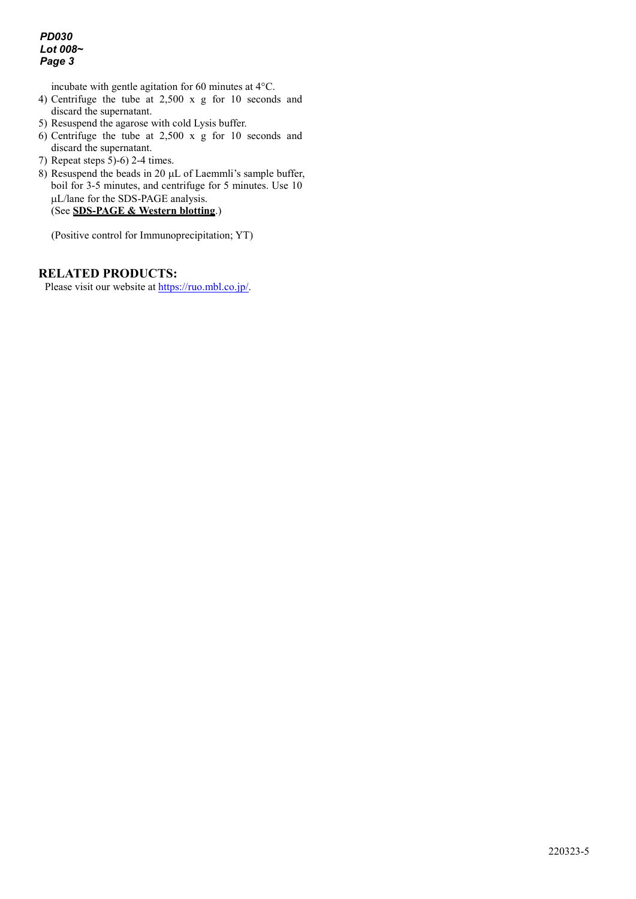incubate with gentle agitation for 60 minutes at 4°C.

4) Centrifuge the tube at 2,500 x g for 10 seconds and discard the supernatant.
5) Resuspend the agarose with cold Lysis buffer.
6) Centrifuge the tube at 2,500 x g for 10 seconds and discard the supernatant.
7) Repeat steps 5)-6) 2-4 times.
8) Resuspend the beads in 20 μL of Laemmli's sample buffer, boil for 3-5 minutes, and centrifuge for 5 minutes. Use 10 μL/lane for the SDS-PAGE analysis.
   (See **SDS-PAGE & Western blotting**.)

(Positive control for Immunoprecipitation; YT)

## RELATED PRODUCTS:

Please visit our website at https://ruo.mbl.co.jp/.

220323-5